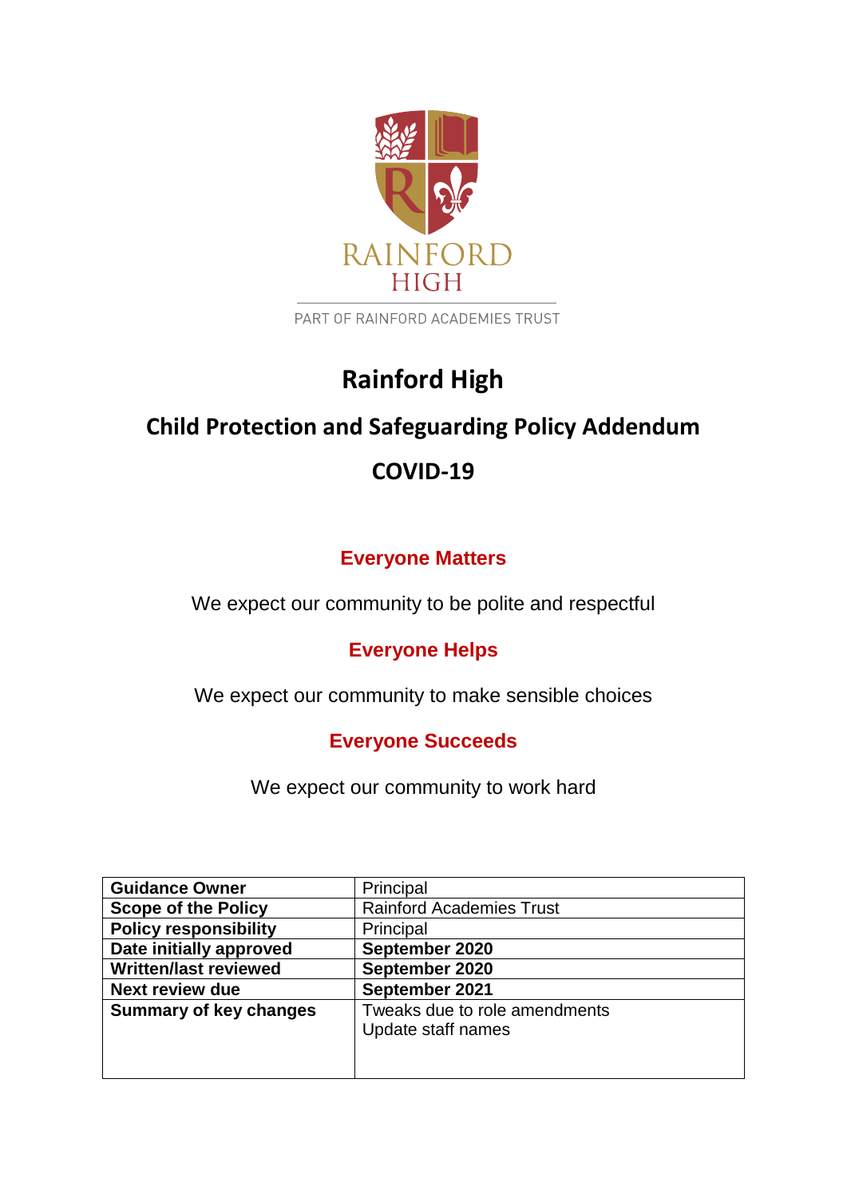RAINFORD HIGH

PART OF RAINFORD ACADEMIES TRUST

# Rainford High

## Child Protection and Safeguarding Policy Addendum

## COVID-19

### Everyone Matters

We expect our community to be polite and respectful

### Everyone Helps

We expect our community to make sensible choices

### Everyone Succeeds

We expect our community to work hard

| **Guidance Owner** | Principal |
|---|---|
| **Scope of the Policy** | Rainford Academies Trust |
| **Policy responsibility** | Principal |
| **Date initially approved** | **September 2020** |
| **Written/last reviewed** | **September 2020** |
| **Next review due** | **September 2021** |
| **Summary of key changes** | Tweaks due to role amendments<br>Update staff names |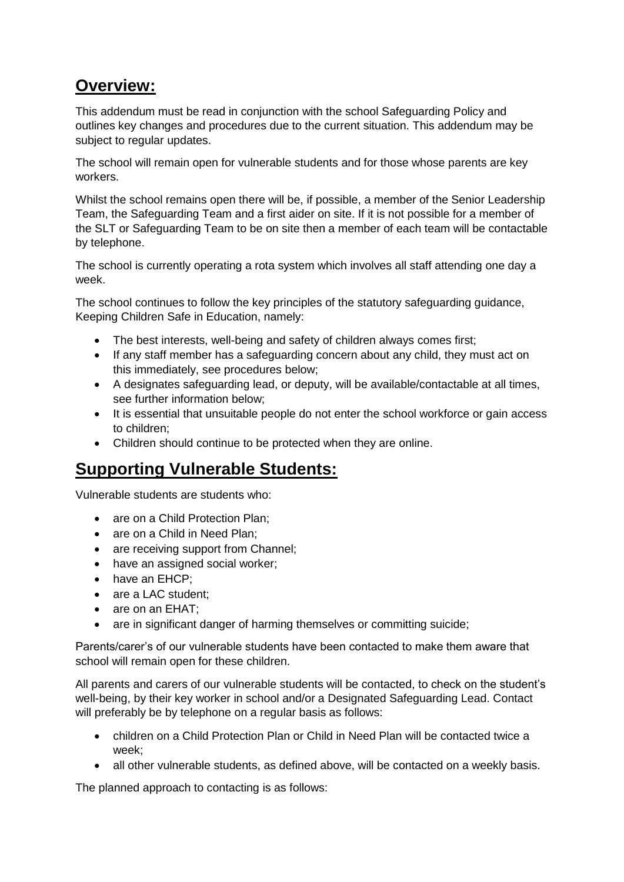## **Overview:**

This addendum must be read in conjunction with the school Safeguarding Policy and outlines key changes and procedures due to the current situation. This addendum may be subject to regular updates.

The school will remain open for vulnerable students and for those whose parents are key workers.

Whilst the school remains open there will be, if possible, a member of the Senior Leadership Team, the Safeguarding Team and a first aider on site. If it is not possible for a member of the SLT or Safeguarding Team to be on site then a member of each team will be contactable by telephone.

The school is currently operating a rota system which involves all staff attending one day a week.

The school continues to follow the key principles of the statutory safeguarding guidance, Keeping Children Safe in Education, namely:

- The best interests, well-being and safety of children always comes first;
- If any staff member has a safeguarding concern about any child, they must act on this immediately, see procedures below;
- A designates safeguarding lead, or deputy, will be available/contactable at all times, see further information below;
- It is essential that unsuitable people do not enter the school workforce or gain access to children;
- Children should continue to be protected when they are online.

## **Supporting Vulnerable Students:**

Vulnerable students are students who:

- are on a Child Protection Plan;
- are on a Child in Need Plan;
- are receiving support from Channel;
- have an assigned social worker;
- have an EHCP;
- are a LAC student;
- are on an EHAT;
- are in significant danger of harming themselves or committing suicide;

Parents/carer's of our vulnerable students have been contacted to make them aware that school will remain open for these children.

All parents and carers of our vulnerable students will be contacted, to check on the student's well-being, by their key worker in school and/or a Designated Safeguarding Lead. Contact will preferably be by telephone on a regular basis as follows:

- children on a Child Protection Plan or Child in Need Plan will be contacted twice a week;
- all other vulnerable students, as defined above, will be contacted on a weekly basis.

The planned approach to contacting is as follows: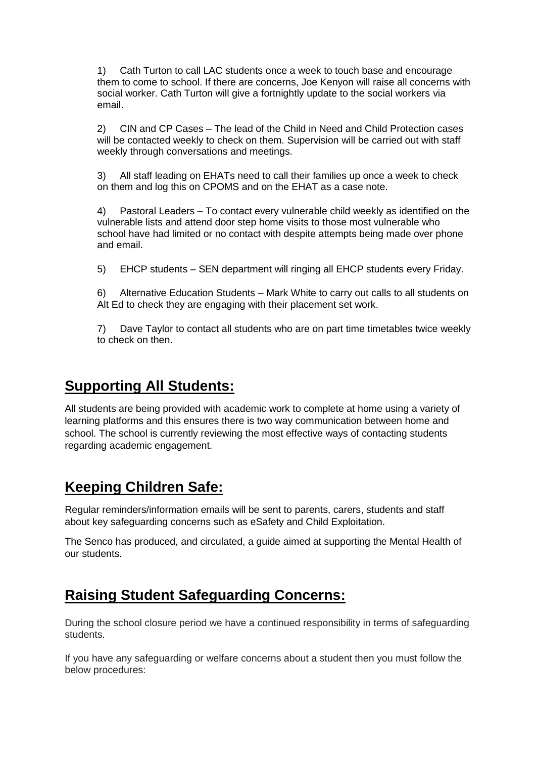1) Cath Turton to call LAC students once a week to touch base and encourage them to come to school. If there are concerns, Joe Kenyon will raise all concerns with social worker. Cath Turton will give a fortnightly update to the social workers via email.

2) CIN and CP Cases – The lead of the Child in Need and Child Protection cases will be contacted weekly to check on them. Supervision will be carried out with staff weekly through conversations and meetings.

3) All staff leading on EHATs need to call their families up once a week to check on them and log this on CPOMS and on the EHAT as a case note.

4) Pastoral Leaders – To contact every vulnerable child weekly as identified on the vulnerable lists and attend door step home visits to those most vulnerable who school have had limited or no contact with despite attempts being made over phone and email.

5) EHCP students – SEN department will ringing all EHCP students every Friday.

6) Alternative Education Students – Mark White to carry out calls to all students on Alt Ed to check they are engaging with their placement set work.

7) Dave Taylor to contact all students who are on part time timetables twice weekly to check on then.

## Supporting All Students:

All students are being provided with academic work to complete at home using a variety of learning platforms and this ensures there is two way communication between home and school. The school is currently reviewing the most effective ways of contacting students regarding academic engagement.

## Keeping Children Safe:

Regular reminders/information emails will be sent to parents, carers, students and staff about key safeguarding concerns such as eSafety and Child Exploitation.

The Senco has produced, and circulated, a guide aimed at supporting the Mental Health of our students.

## Raising Student Safeguarding Concerns:

During the school closure period we have a continued responsibility in terms of safeguarding students.

If you have any safeguarding or welfare concerns about a student then you must follow the below procedures: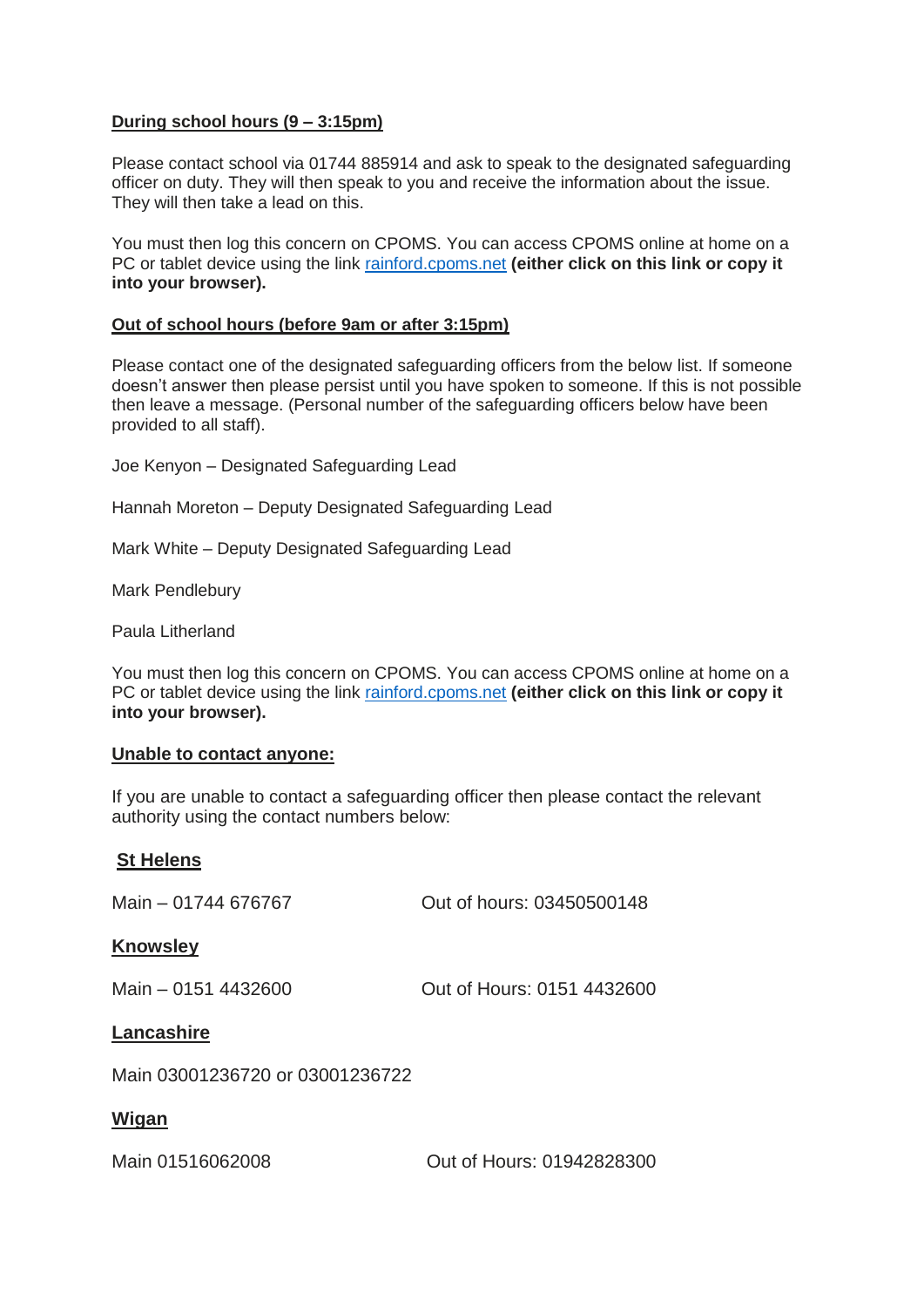**<u>During school hours (9 – 3:15pm)</u>**

Please contact school via 01744 885914 and ask to speak to the designated safeguarding officer on duty. They will then speak to you and receive the information about the issue. They will then take a lead on this.

You must then log this concern on CPOMS. You can access CPOMS online at home on a PC or tablet device using the link [rainford.cpoms.net](rainford.cpoms.net) **(either click on this link or copy it into your browser).**

**<u>Out of school hours (before 9am or after 3:15pm)</u>**

Please contact one of the designated safeguarding officers from the below list. If someone doesn't answer then please persist until you have spoken to someone. If this is not possible then leave a message. (Personal number of the safeguarding officers below have been provided to all staff).

Joe Kenyon – Designated Safeguarding Lead

Hannah Moreton – Deputy Designated Safeguarding Lead

Mark White – Deputy Designated Safeguarding Lead

Mark Pendlebury

Paula Litherland

You must then log this concern on CPOMS. You can access CPOMS online at home on a PC or tablet device using the link [rainford.cpoms.net](rainford.cpoms.net) **(either click on this link or copy it into your browser).**

**<u>Unable to contact anyone:</u>**

If you are unable to contact a safeguarding officer then please contact the relevant authority using the contact numbers below:

**<u>St Helens</u>**

Main – 01744 676767 Out of hours: 03450500148

**<u>Knowsley</u>**

Main – 0151 4432600 Out of Hours: 0151 4432600

**<u>Lancashire</u>**

Main 03001236720 or 03001236722

**<u>Wigan</u>**

Main 01516062008 Out of Hours: 01942828300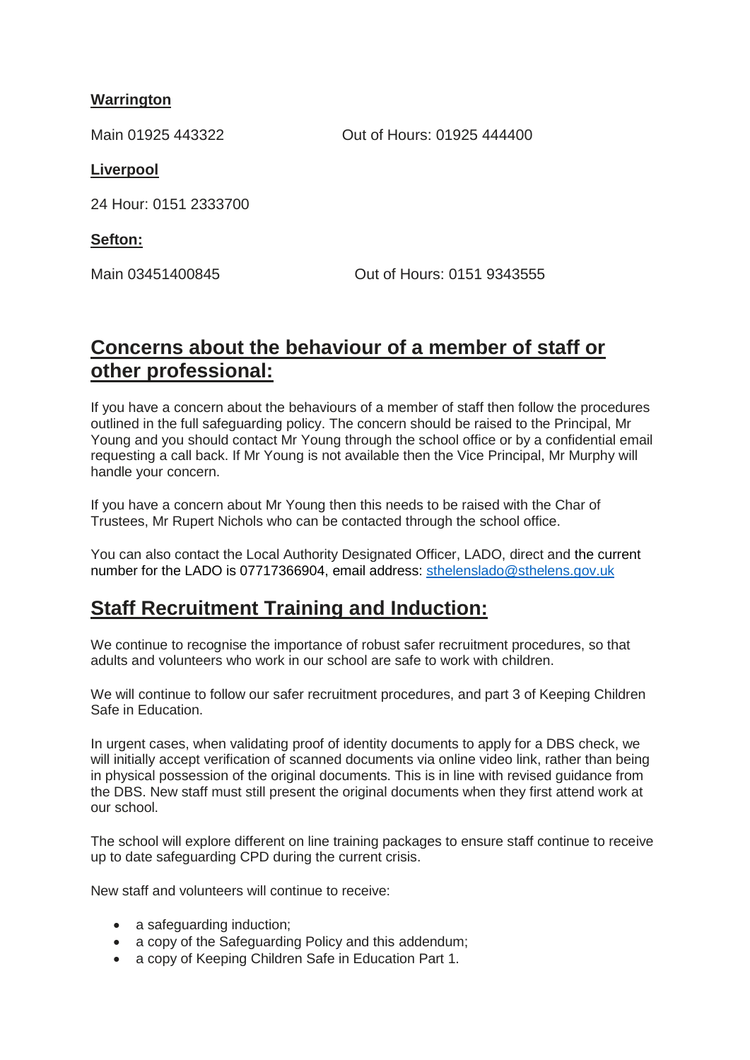**Warrington**

Main 01925 443322 Out of Hours: 01925 444400

**Liverpool**

24 Hour: 0151 2333700

**Sefton:**

Main 03451400845 Out of Hours: 0151 9343555

## Concerns about the behaviour of a member of staff or other professional:

If you have a concern about the behaviours of a member of staff then follow the procedures outlined in the full safeguarding policy. The concern should be raised to the Principal, Mr Young and you should contact Mr Young through the school office or by a confidential email requesting a call back. If Mr Young is not available then the Vice Principal, Mr Murphy will handle your concern.

If you have a concern about Mr Young then this needs to be raised with the Char of Trustees, Mr Rupert Nichols who can be contacted through the school office.

You can also contact the Local Authority Designated Officer, LADO, direct and the current number for the LADO is 07717366904, email address: sthelenslado@sthelens.gov.uk

## Staff Recruitment Training and Induction:

We continue to recognise the importance of robust safer recruitment procedures, so that adults and volunteers who work in our school are safe to work with children.

We will continue to follow our safer recruitment procedures, and part 3 of Keeping Children Safe in Education.

In urgent cases, when validating proof of identity documents to apply for a DBS check, we will initially accept verification of scanned documents via online video link, rather than being in physical possession of the original documents. This is in line with revised guidance from the DBS. New staff must still present the original documents when they first attend work at our school.

The school will explore different on line training packages to ensure staff continue to receive up to date safeguarding CPD during the current crisis.

New staff and volunteers will continue to receive:

- a safeguarding induction;
- a copy of the Safeguarding Policy and this addendum;
- a copy of Keeping Children Safe in Education Part 1.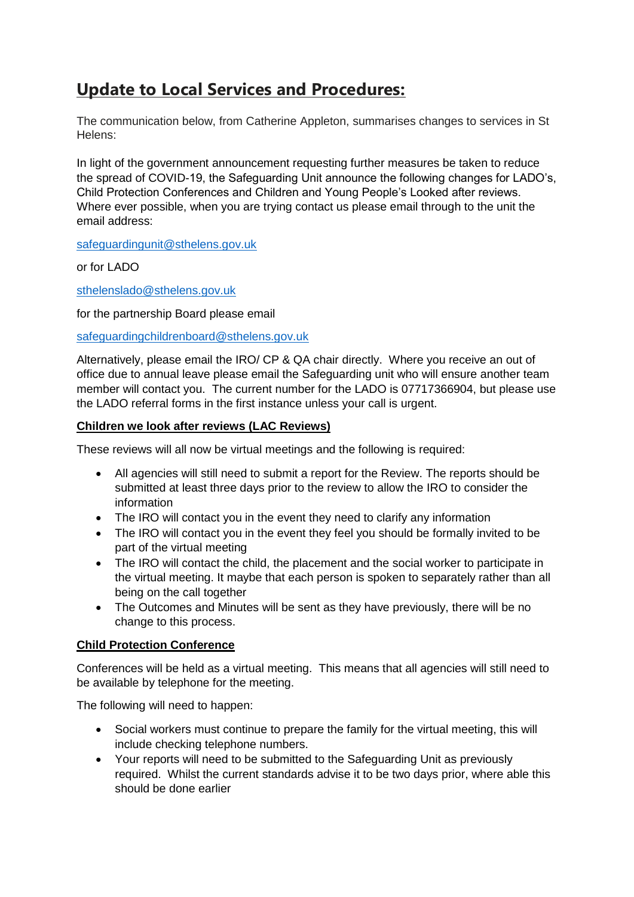# Update to Local Services and Procedures:

The communication below, from Catherine Appleton, summarises changes to services in St Helens:

In light of the government announcement requesting further measures be taken to reduce the spread of COVID-19, the Safeguarding Unit announce the following changes for LADO's, Child Protection Conferences and Children and Young People's Looked after reviews. Where ever possible, when you are trying contact us please email through to the unit the email address:

safeguardingunit@sthelens.gov.uk

or for LADO

sthelenslado@sthelens.gov.uk

for the partnership Board please email

safeguardingchildrenboard@sthelens.gov.uk

Alternatively, please email the IRO/ CP & QA chair directly. Where you receive an out of office due to annual leave please email the Safeguarding unit who will ensure another team member will contact you. The current number for the LADO is 07717366904, but please use the LADO referral forms in the first instance unless your call is urgent.

**Children we look after reviews (LAC Reviews)**

These reviews will all now be virtual meetings and the following is required:

- All agencies will still need to submit a report for the Review. The reports should be submitted at least three days prior to the review to allow the IRO to consider the information
- The IRO will contact you in the event they need to clarify any information
- The IRO will contact you in the event they feel you should be formally invited to be part of the virtual meeting
- The IRO will contact the child, the placement and the social worker to participate in the virtual meeting. It maybe that each person is spoken to separately rather than all being on the call together
- The Outcomes and Minutes will be sent as they have previously, there will be no change to this process.

**Child Protection Conference**

Conferences will be held as a virtual meeting. This means that all agencies will still need to be available by telephone for the meeting.

The following will need to happen:

- Social workers must continue to prepare the family for the virtual meeting, this will include checking telephone numbers.
- Your reports will need to be submitted to the Safeguarding Unit as previously required. Whilst the current standards advise it to be two days prior, where able this should be done earlier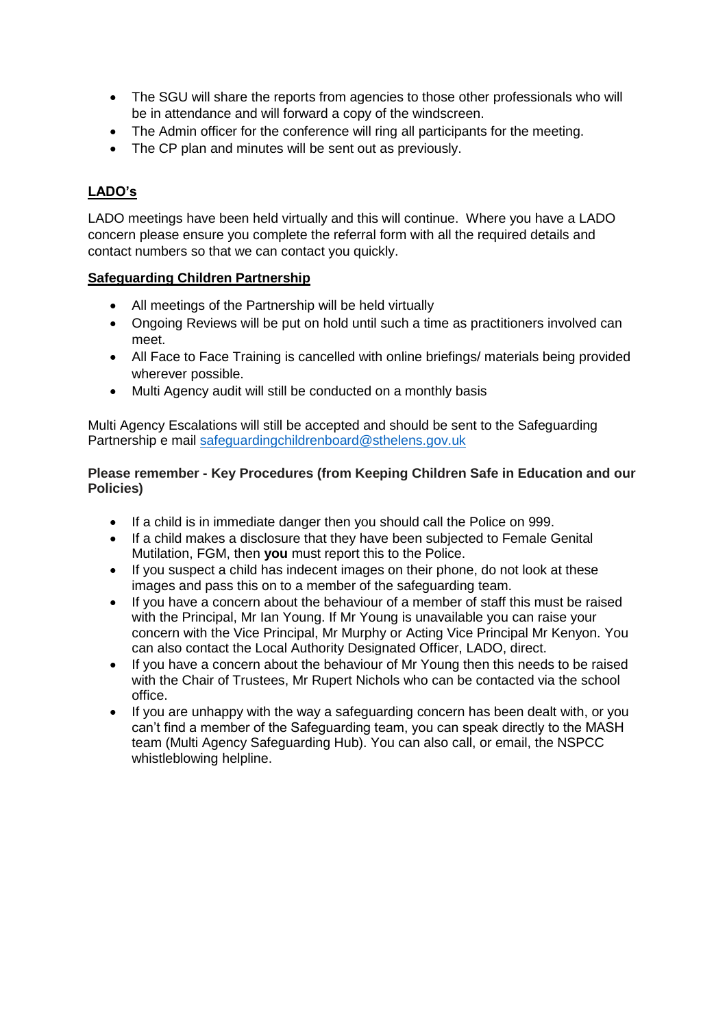- The SGU will share the reports from agencies to those other professionals who will be in attendance and will forward a copy of the windscreen.
- The Admin officer for the conference will ring all participants for the meeting.
- The CP plan and minutes will be sent out as previously.

**LADO's**

LADO meetings have been held virtually and this will continue. Where you have a LADO concern please ensure you complete the referral form with all the required details and contact numbers so that we can contact you quickly.

**Safeguarding Children Partnership**

- All meetings of the Partnership will be held virtually
- Ongoing Reviews will be put on hold until such a time as practitioners involved can meet.
- All Face to Face Training is cancelled with online briefings/ materials being provided wherever possible.
- Multi Agency audit will still be conducted on a monthly basis

Multi Agency Escalations will still be accepted and should be sent to the Safeguarding Partnership e mail safeguardingchildrenboard@sthelens.gov.uk

**Please remember - Key Procedures (from Keeping Children Safe in Education and our Policies)**

- If a child is in immediate danger then you should call the Police on 999.
- If a child makes a disclosure that they have been subjected to Female Genital Mutilation, FGM, then **you** must report this to the Police.
- If you suspect a child has indecent images on their phone, do not look at these images and pass this on to a member of the safeguarding team.
- If you have a concern about the behaviour of a member of staff this must be raised with the Principal, Mr Ian Young. If Mr Young is unavailable you can raise your concern with the Vice Principal, Mr Murphy or Acting Vice Principal Mr Kenyon. You can also contact the Local Authority Designated Officer, LADO, direct.
- If you have a concern about the behaviour of Mr Young then this needs to be raised with the Chair of Trustees, Mr Rupert Nichols who can be contacted via the school office.
- If you are unhappy with the way a safeguarding concern has been dealt with, or you can't find a member of the Safeguarding team, you can speak directly to the MASH team (Multi Agency Safeguarding Hub). You can also call, or email, the NSPCC whistleblowing helpline.